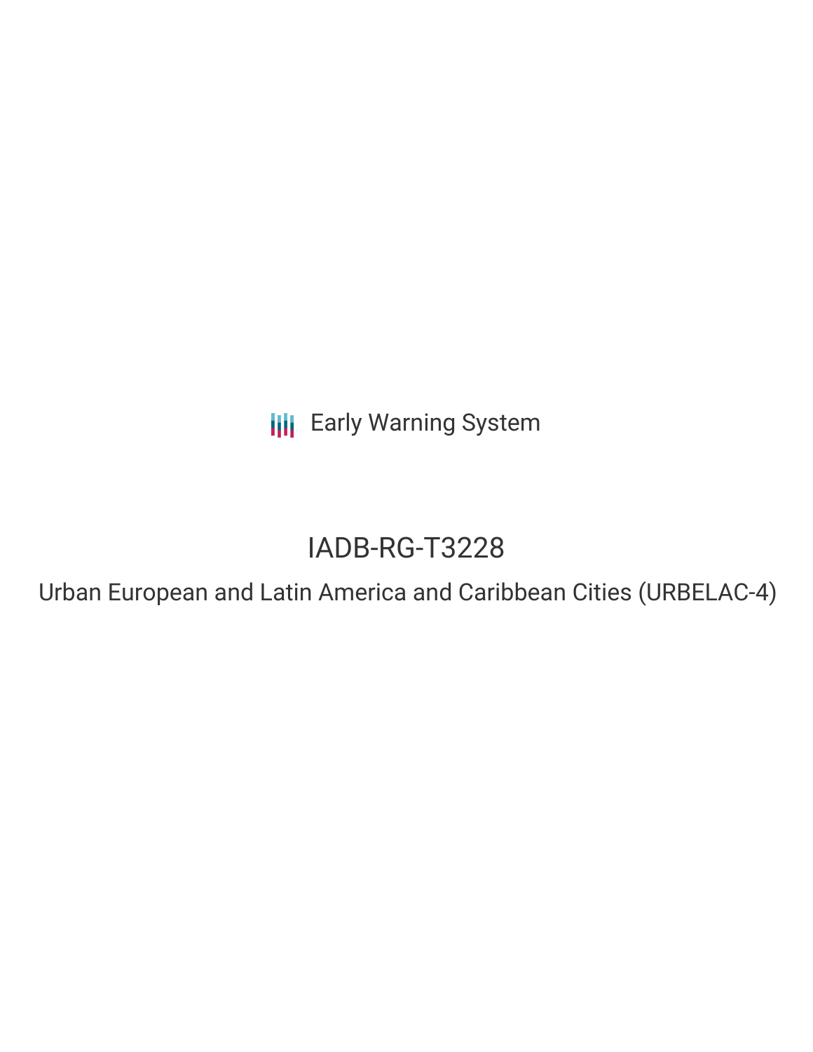Early Warning System

# IADB-RG-T3228

Urban European and Latin America and Caribbean Cities (URBELAC-4)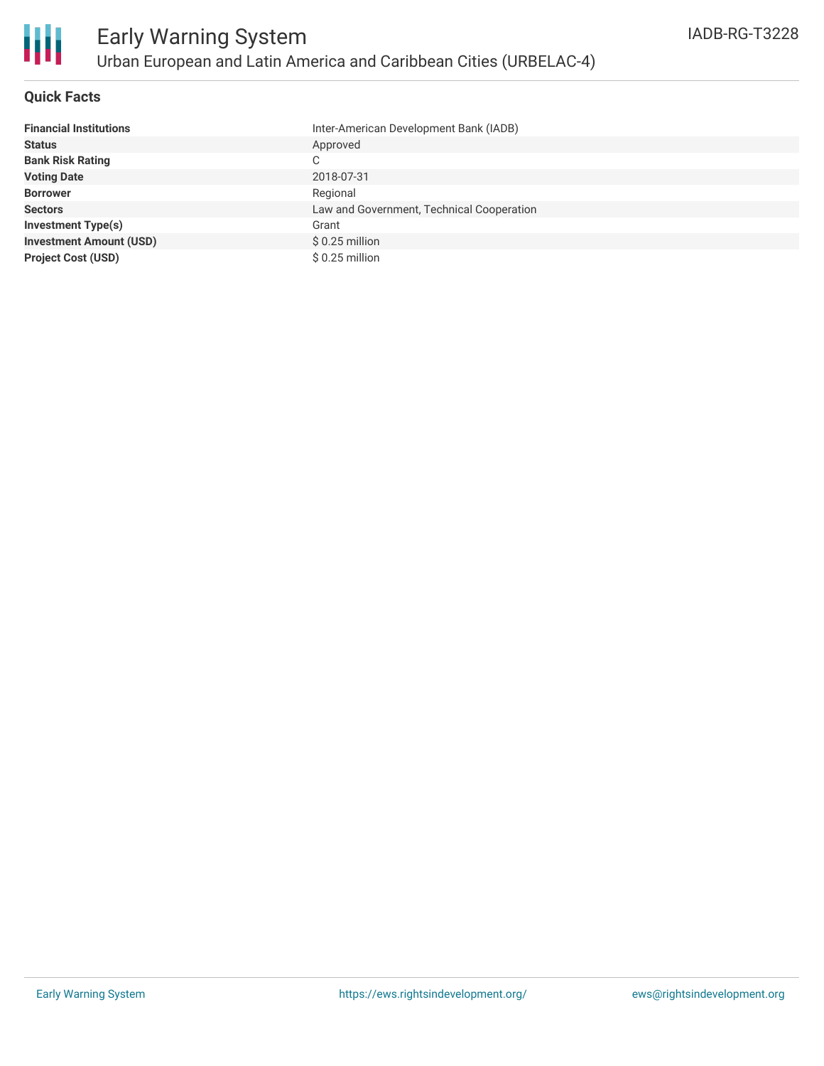# Early Warning System

## Urban European and Latin America and Caribbean Cities (URBELAC-4)

IADB-RG-T3228

### Quick Facts

| | |
|---|---|
| **Financial Institutions** | Inter-American Development Bank (IADB) |
| **Status** | Approved |
| **Bank Risk Rating** | C |
| **Voting Date** | 2018-07-31 |
| **Borrower** | Regional |
| **Sectors** | Law and Government, Technical Cooperation |
| **Investment Type(s)** | Grant |
| **Investment Amount (USD)** | $ 0.25 million |
| **Project Cost (USD)** | $ 0.25 million |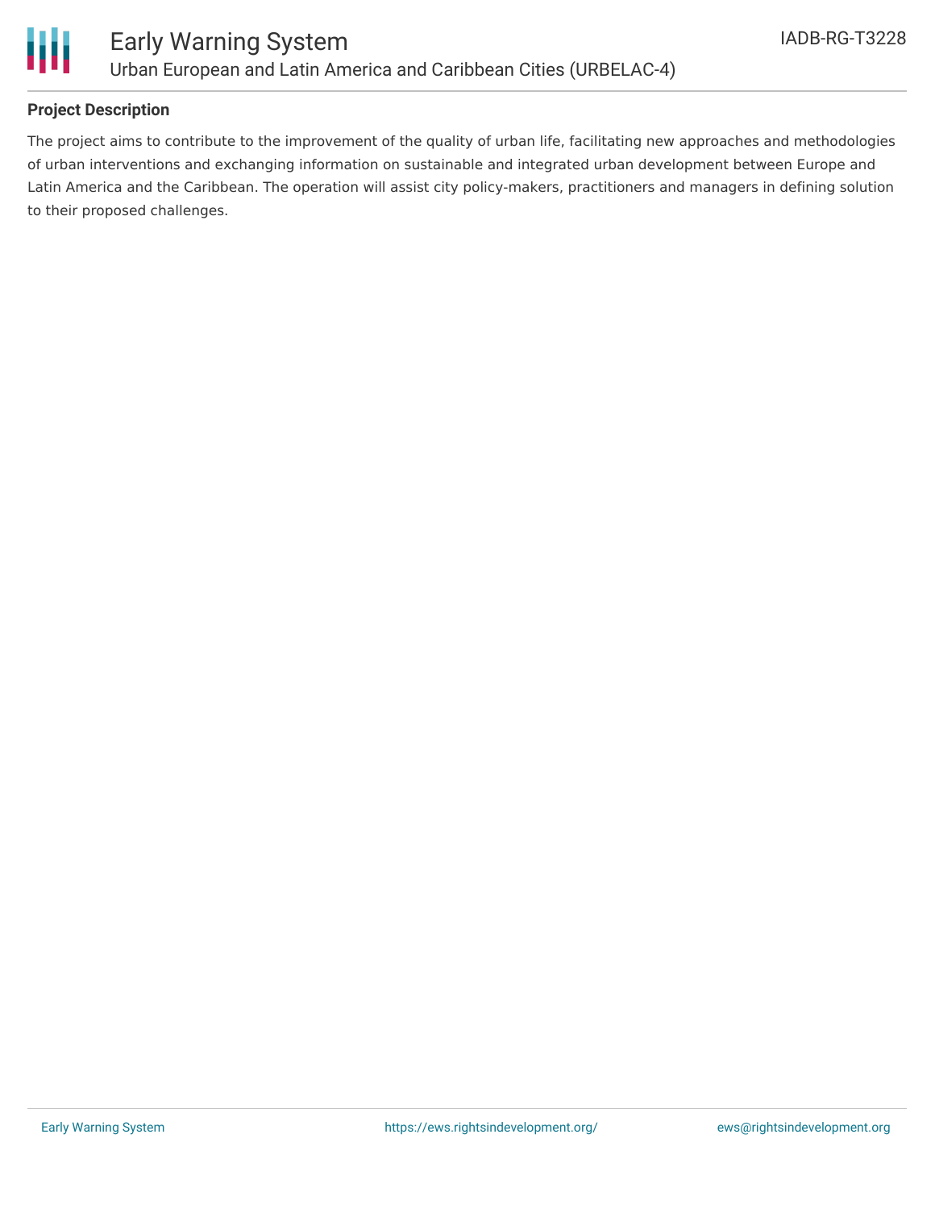## Project Description

The project aims to contribute to the improvement of the quality of urban life, facilitating new approaches and methodologies of urban interventions and exchanging information on sustainable and integrated urban development between Europe and Latin America and the Caribbean. The operation will assist city policy-makers, practitioners and managers in defining solution to their proposed challenges.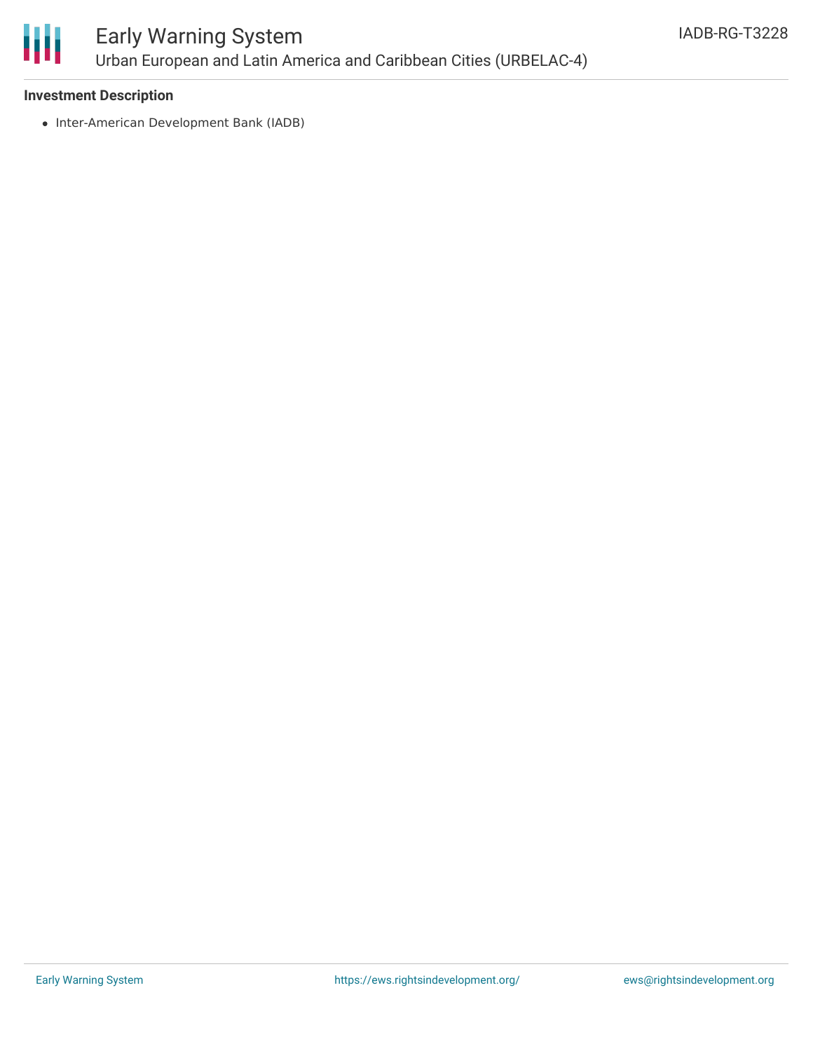**Investment Description**

- Inter-American Development Bank (IADB)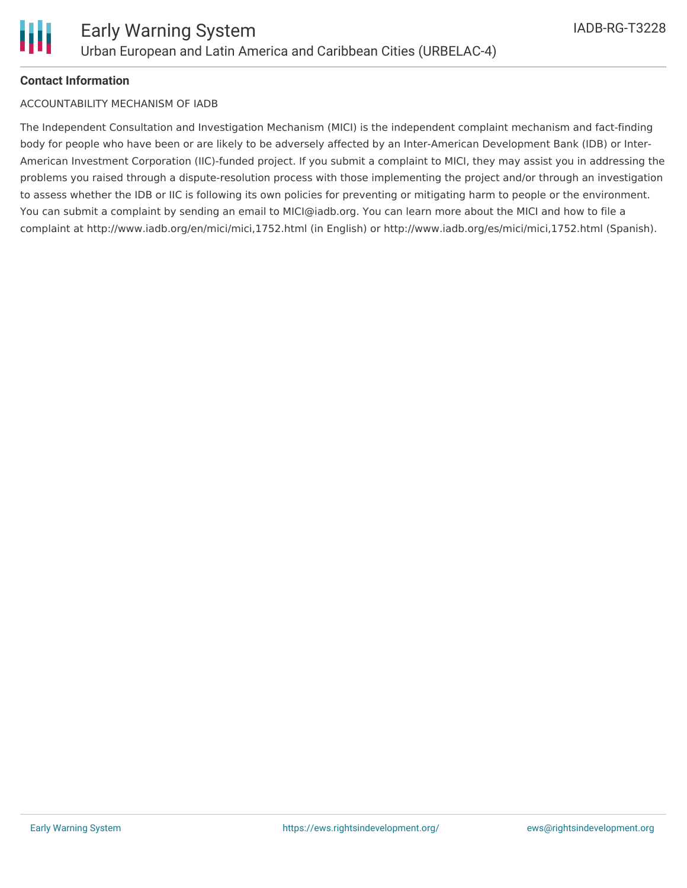**Contact Information**

ACCOUNTABILITY MECHANISM OF IADB

The Independent Consultation and Investigation Mechanism (MICI) is the independent complaint mechanism and fact-finding body for people who have been or are likely to be adversely affected by an Inter-American Development Bank (IDB) or Inter-American Investment Corporation (IIC)-funded project. If you submit a complaint to MICI, they may assist you in addressing the problems you raised through a dispute-resolution process with those implementing the project and/or through an investigation to assess whether the IDB or IIC is following its own policies for preventing or mitigating harm to people or the environment. You can submit a complaint by sending an email to MICI@iadb.org. You can learn more about the MICI and how to file a complaint at http://www.iadb.org/en/mici/mici,1752.html (in English) or http://www.iadb.org/es/mici/mici,1752.html (Spanish).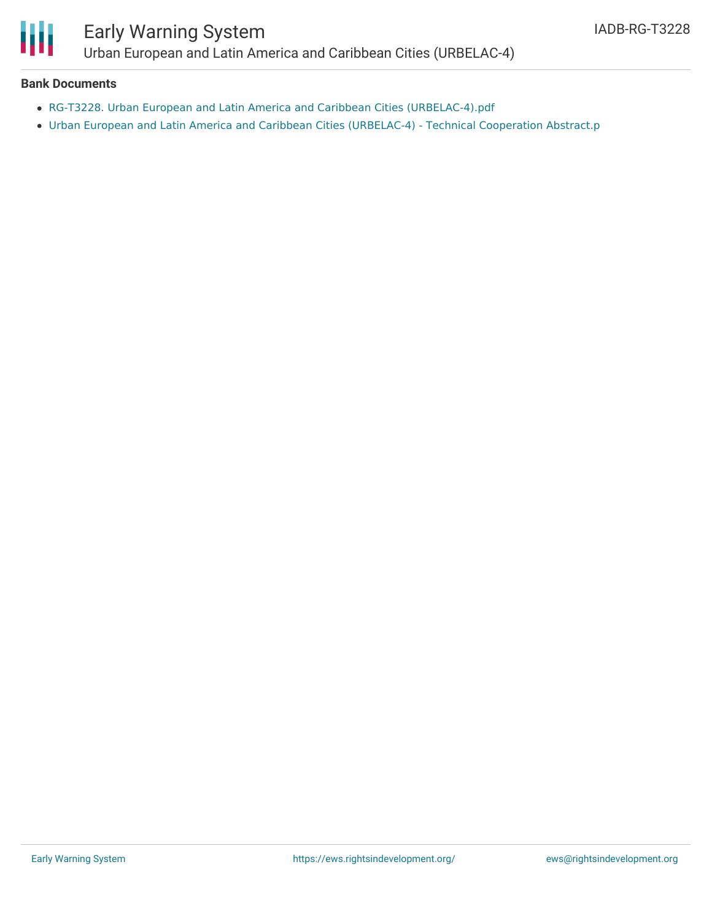## Bank Documents

- RG-T3228. Urban European and Latin America and Caribbean Cities (URBELAC-4).pdf
- Urban European and Latin America and Caribbean Cities (URBELAC-4) - Technical Cooperation Abstract.p